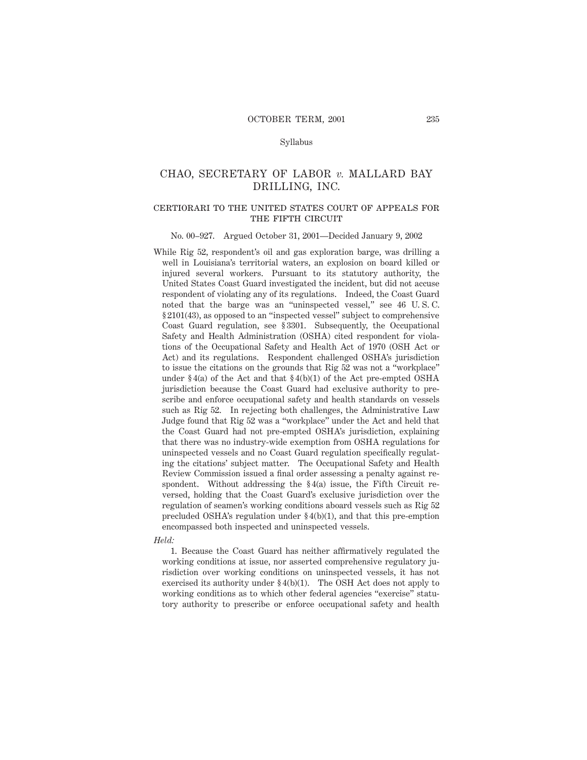# CHAO, SECRETARY OF LABOR *v.* MALLARD BAY DRILLING, INC.

## CERTIORARI TO THE UNITED STATES COURT OF APPEALS FOR THE FIFTH CIRCUIT

No. 00–927. Argued October 31, 2001—Decided January 9, 2002

While Rig 52, respondent's oil and gas exploration barge, was drilling a well in Louisiana's territorial waters, an explosion on board killed or injured several workers. Pursuant to its statutory authority, the United States Coast Guard investigated the incident, but did not accuse respondent of violating any of its regulations. Indeed, the Coast Guard noted that the barge was an "uninspected vessel," see 46 U. S. C. § 2101(43), as opposed to an "inspected vessel" subject to comprehensive Coast Guard regulation, see § 3301. Subsequently, the Occupational Safety and Health Administration (OSHA) cited respondent for violations of the Occupational Safety and Health Act of 1970 (OSH Act or Act) and its regulations. Respondent challenged OSHA's jurisdiction to issue the citations on the grounds that Rig 52 was not a "workplace" under § 4(a) of the Act and that § 4(b)(1) of the Act pre-empted OSHA jurisdiction because the Coast Guard had exclusive authority to prescribe and enforce occupational safety and health standards on vessels such as Rig 52. In rejecting both challenges, the Administrative Law Judge found that Rig 52 was a "workplace" under the Act and held that the Coast Guard had not pre-empted OSHA's jurisdiction, explaining that there was no industry-wide exemption from OSHA regulations for uninspected vessels and no Coast Guard regulation specifically regulating the citations' subject matter. The Occupational Safety and Health Review Commission issued a final order assessing a penalty against respondent. Without addressing the § 4(a) issue, the Fifth Circuit reversed, holding that the Coast Guard's exclusive jurisdiction over the regulation of seamen's working conditions aboard vessels such as Rig 52 precluded OSHA's regulation under § 4(b)(1), and that this pre-emption encompassed both inspected and uninspected vessels.

*Held:*

1. Because the Coast Guard has neither affirmatively regulated the working conditions at issue, nor asserted comprehensive regulatory jurisdiction over working conditions on uninspected vessels, it has not exercised its authority under § 4(b)(1). The OSH Act does not apply to working conditions as to which other federal agencies "exercise" statutory authority to prescribe or enforce occupational safety and health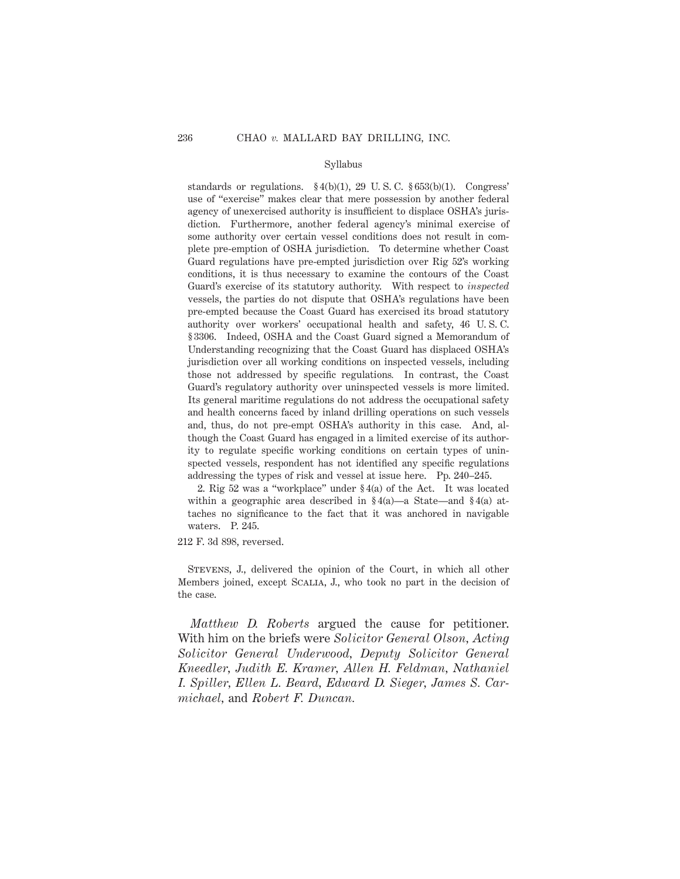standards or regulations. § 4(b)(1), 29 U. S. C. § 653(b)(1). Congress' use of "exercise" makes clear that mere possession by another federal agency of unexercised authority is insufficient to displace OSHA's jurisdiction. Furthermore, another federal agency's minimal exercise of some authority over certain vessel conditions does not result in complete pre-emption of OSHA jurisdiction. To determine whether Coast Guard regulations have pre-empted jurisdiction over Rig 52's working conditions, it is thus necessary to examine the contours of the Coast Guard's exercise of its statutory authority. With respect to *inspected* vessels, the parties do not dispute that OSHA's regulations have been pre-empted because the Coast Guard has exercised its broad statutory authority over workers' occupational health and safety, 46 U. S. C. § 3306. Indeed, OSHA and the Coast Guard signed a Memorandum of Understanding recognizing that the Coast Guard has displaced OSHA's jurisdiction over all working conditions on inspected vessels, including those not addressed by specific regulations. In contrast, the Coast Guard's regulatory authority over uninspected vessels is more limited. Its general maritime regulations do not address the occupational safety and health concerns faced by inland drilling operations on such vessels and, thus, do not pre-empt OSHA's authority in this case. And, although the Coast Guard has engaged in a limited exercise of its authority to regulate specific working conditions on certain types of uninspected vessels, respondent has not identified any specific regulations addressing the types of risk and vessel at issue here. Pp. 240–245.

2. Rig 52 was a "workplace" under § 4(a) of the Act. It was located within a geographic area described in § 4(a)—a State—and § 4(a) attaches no significance to the fact that it was anchored in navigable waters. P. 245.

212 F. 3d 898, reversed.

Stevens, J., delivered the opinion of the Court, in which all other Members joined, except Scalia, J., who took no part in the decision of the case.

*Matthew D. Roberts* argued the cause for petitioner. With him on the briefs were *Solicitor General Olson, Acting Solicitor General Underwood, Deputy Solicitor General Kneedler, Judith E. Kramer, Allen H. Feldman, Nathaniel I. Spiller, Ellen L. Beard, Edward D. Sieger, James S. Carmichael,* and *Robert F. Duncan.*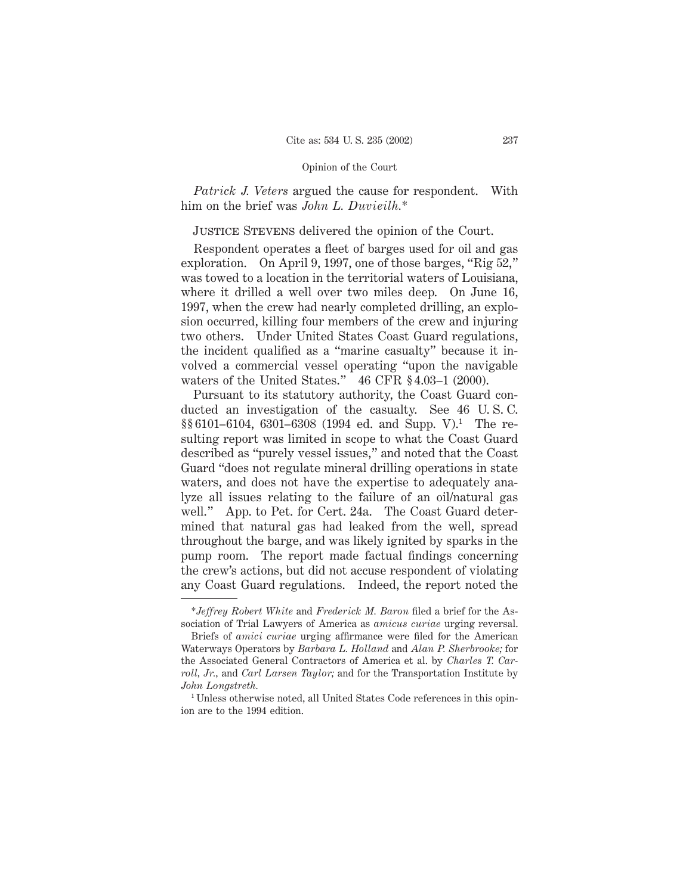*Patrick J. Veters* argued the cause for respondent. With him on the brief was *John L. Duvieilh.*\*

Justice Stevens delivered the opinion of the Court.

Respondent operates a fleet of barges used for oil and gas exploration. On April 9, 1997, one of those barges, "Rig 52," was towed to a location in the territorial waters of Louisiana, where it drilled a well over two miles deep. On June 16, 1997, when the crew had nearly completed drilling, an explosion occurred, killing four members of the crew and injuring two others. Under United States Coast Guard regulations, the incident qualified as a "marine casualty" because it involved a commercial vessel operating "upon the navigable waters of the United States." 46 CFR § 4.03–1 (2000).

Pursuant to its statutory authority, the Coast Guard conducted an investigation of the casualty. See 46 U. S. C. §§ 6101–6104, 6301–6308 (1994 ed. and Supp. V).[1] The resulting report was limited in scope to what the Coast Guard described as "purely vessel issues," and noted that the Coast Guard "does not regulate mineral drilling operations in state waters, and does not have the expertise to adequately analyze all issues relating to the failure of an oil/natural gas well." App. to Pet. for Cert. 24a. The Coast Guard determined that natural gas had leaked from the well, spread throughout the barge, and was likely ignited by sparks in the pump room. The report made factual findings concerning the crew's actions, but did not accuse respondent of violating any Coast Guard regulations. Indeed, the report noted the

---

\**Jeffrey Robert White* and *Frederick M. Baron* filed a brief for the Association of Trial Lawyers of America as *amicus curiae* urging reversal.

Briefs of *amici curiae* urging affirmance were filed for the American Waterways Operators by *Barbara L. Holland* and *Alan P. Sherbrooke;* for the Associated General Contractors of America et al. by *Charles T. Carroll, Jr.,* and *Carl Larsen Taylor;* and for the Transportation Institute by *John Longstreth.*

[1] Unless otherwise noted, all United States Code references in this opinion are to the 1994 edition.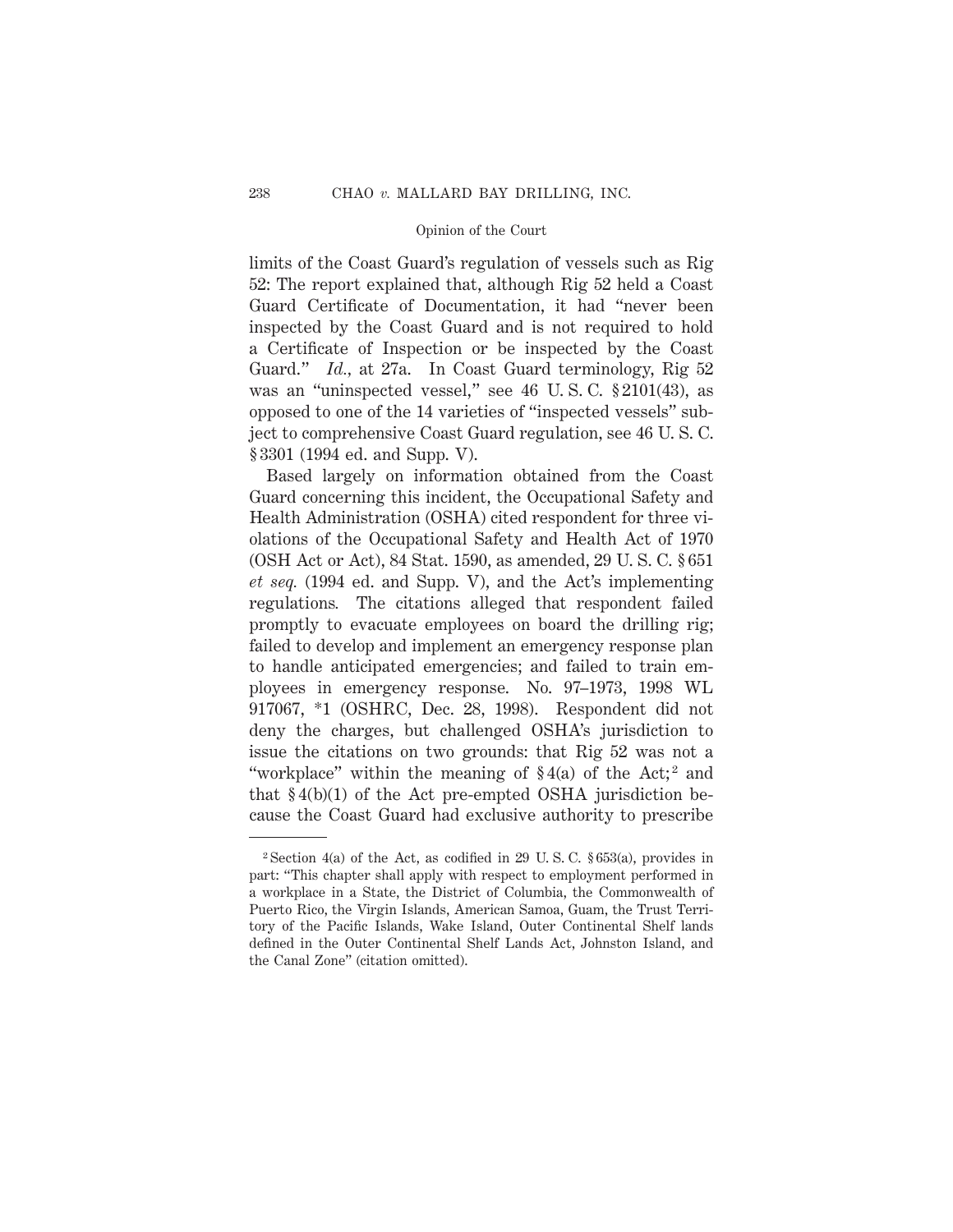limits of the Coast Guard's regulation of vessels such as Rig 52: The report explained that, although Rig 52 held a Coast Guard Certificate of Documentation, it had "never been inspected by the Coast Guard and is not required to hold a Certificate of Inspection or be inspected by the Coast Guard." *Id.*, at 27a. In Coast Guard terminology, Rig 52 was an "uninspected vessel," see 46 U. S. C. § 2101(43), as opposed to one of the 14 varieties of "inspected vessels" subject to comprehensive Coast Guard regulation, see 46 U. S. C. § 3301 (1994 ed. and Supp. V).

Based largely on information obtained from the Coast Guard concerning this incident, the Occupational Safety and Health Administration (OSHA) cited respondent for three violations of the Occupational Safety and Health Act of 1970 (OSH Act or Act), 84 Stat. 1590, as amended, 29 U. S. C. § 651 *et seq.* (1994 ed. and Supp. V), and the Act's implementing regulations. The citations alleged that respondent failed promptly to evacuate employees on board the drilling rig; failed to develop and implement an emergency response plan to handle anticipated emergencies; and failed to train employees in emergency response. No. 97–1973, 1998 WL 917067, *1 (OSHRC, Dec. 28, 1998). Respondent did not deny the charges, but challenged OSHA's jurisdiction to issue the citations on two grounds: that Rig 52 was not a "workplace" within the meaning of § 4(a) of the Act;[2] and that § 4(b)(1) of the Act pre-empted OSHA jurisdiction because the Coast Guard had exclusive authority to prescribe

[2] Section 4(a) of the Act, as codified in 29 U. S. C. § 653(a), provides in part: "This chapter shall apply with respect to employment performed in a workplace in a State, the District of Columbia, the Commonwealth of Puerto Rico, the Virgin Islands, American Samoa, Guam, the Trust Territory of the Pacific Islands, Wake Island, Outer Continental Shelf lands defined in the Outer Continental Shelf Lands Act, Johnston Island, and the Canal Zone" (citation omitted).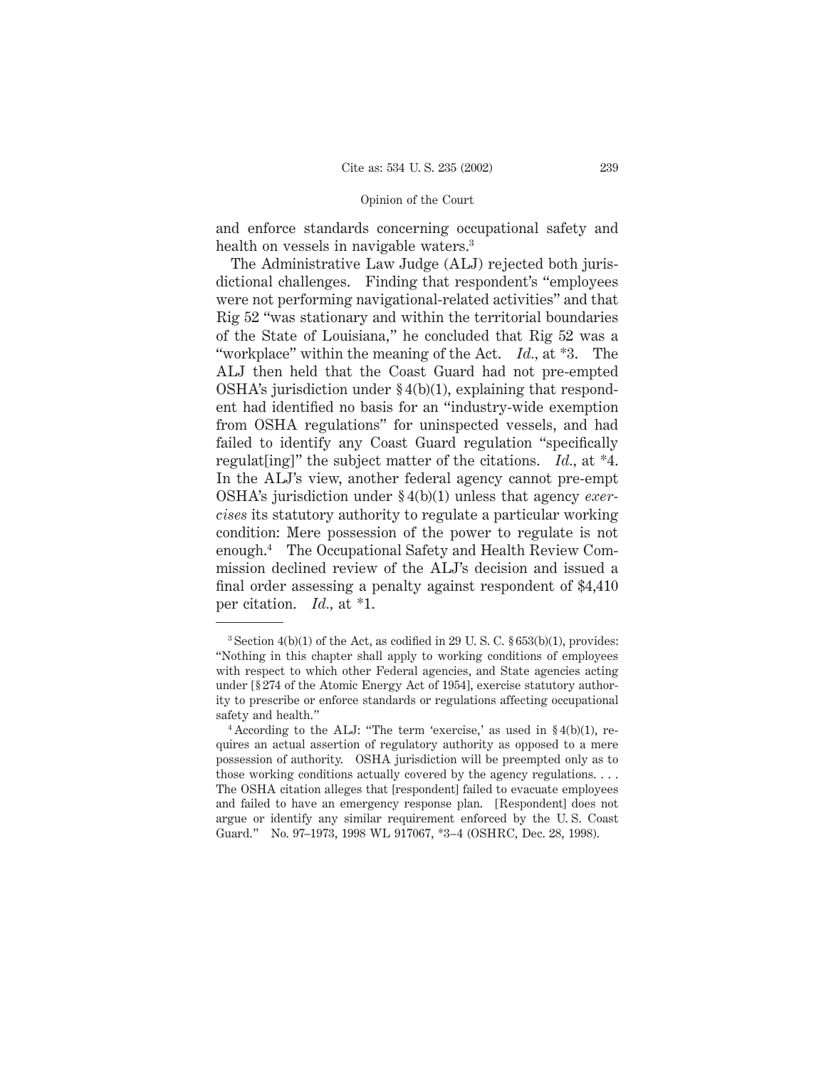and enforce standards concerning occupational safety and health on vessels in navigable waters.[3]

The Administrative Law Judge (ALJ) rejected both jurisdictional challenges. Finding that respondent's "employees were not performing navigational-related activities" and that Rig 52 "was stationary and within the territorial boundaries of the State of Louisiana," he concluded that Rig 52 was a "workplace" within the meaning of the Act. *Id.*, at *3. The ALJ then held that the Coast Guard had not pre-empted OSHA's jurisdiction under § 4(b)(1), explaining that respondent had identified no basis for an "industry-wide exemption from OSHA regulations" for uninspected vessels, and had failed to identify any Coast Guard regulation "specifically regulat[ing]" the subject matter of the citations. *Id.*, at *4. In the ALJ's view, another federal agency cannot pre-empt OSHA's jurisdiction under § 4(b)(1) unless that agency *exercises* its statutory authority to regulate a particular working condition: Mere possession of the power to regulate is not enough.[4] The Occupational Safety and Health Review Commission declined review of the ALJ's decision and issued a final order assessing a penalty against respondent of $4,410 per citation. *Id.*, at *1.

---

[3] Section 4(b)(1) of the Act, as codified in 29 U. S. C. § 653(b)(1), provides: "Nothing in this chapter shall apply to working conditions of employees with respect to which other Federal agencies, and State agencies acting under [§ 274 of the Atomic Energy Act of 1954], exercise statutory authority to prescribe or enforce standards or regulations affecting occupational safety and health."

[4] According to the ALJ: "The term 'exercise,' as used in § 4(b)(1), requires an actual assertion of regulatory authority as opposed to a mere possession of authority. OSHA jurisdiction will be preempted only as to those working conditions actually covered by the agency regulations. . . . The OSHA citation alleges that [respondent] failed to evacuate employees and failed to have an emergency response plan. [Respondent] does not argue or identify any similar requirement enforced by the U. S. Coast Guard." No. 97–1973, 1998 WL 917067, *3–4 (OSHRC, Dec. 28, 1998).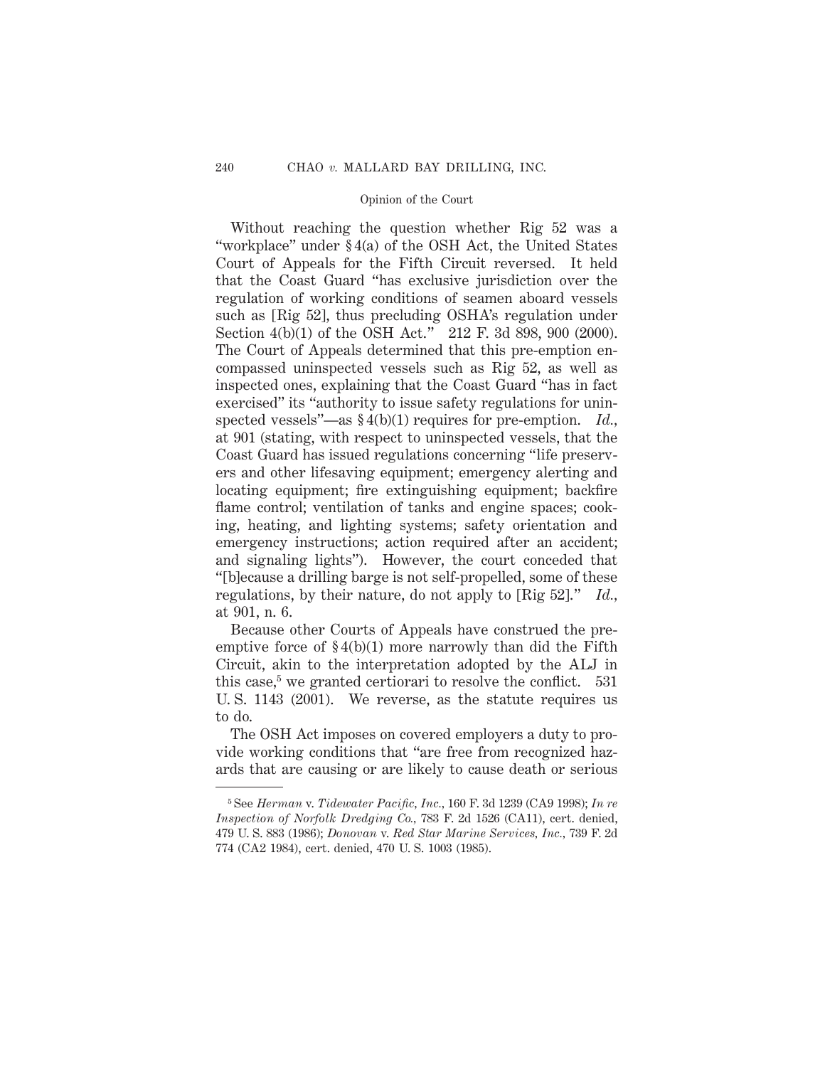Without reaching the question whether Rig 52 was a "workplace" under § 4(a) of the OSH Act, the United States Court of Appeals for the Fifth Circuit reversed. It held that the Coast Guard "has exclusive jurisdiction over the regulation of working conditions of seamen aboard vessels such as [Rig 52], thus precluding OSHA's regulation under Section 4(b)(1) of the OSH Act." 212 F. 3d 898, 900 (2000). The Court of Appeals determined that this pre-emption encompassed uninspected vessels such as Rig 52, as well as inspected ones, explaining that the Coast Guard "has in fact exercised" its "authority to issue safety regulations for uninspected vessels"—as § 4(b)(1) requires for pre-emption. *Id.*, at 901 (stating, with respect to uninspected vessels, that the Coast Guard has issued regulations concerning "life preservers and other lifesaving equipment; emergency alerting and locating equipment; fire extinguishing equipment; backfire flame control; ventilation of tanks and engine spaces; cooking, heating, and lighting systems; safety orientation and emergency instructions; action required after an accident; and signaling lights"). However, the court conceded that "[b]ecause a drilling barge is not self-propelled, some of these regulations, by their nature, do not apply to [Rig 52]." *Id.*, at 901, n. 6.

Because other Courts of Appeals have construed the pre-emptive force of § 4(b)(1) more narrowly than did the Fifth Circuit, akin to the interpretation adopted by the ALJ in this case,[5] we granted certiorari to resolve the conflict. 531 U. S. 1143 (2001). We reverse, as the statute requires us to do.

The OSH Act imposes on covered employers a duty to provide working conditions that "are free from recognized hazards that are causing or are likely to cause death or serious

---

[5] See *Herman* v. *Tidewater Pacific, Inc.*, 160 F. 3d 1239 (CA9 1998); *In re Inspection of Norfolk Dredging Co.*, 783 F. 2d 1526 (CA11), cert. denied, 479 U. S. 883 (1986); *Donovan* v. *Red Star Marine Services, Inc.*, 739 F. 2d 774 (CA2 1984), cert. denied, 470 U. S. 1003 (1985).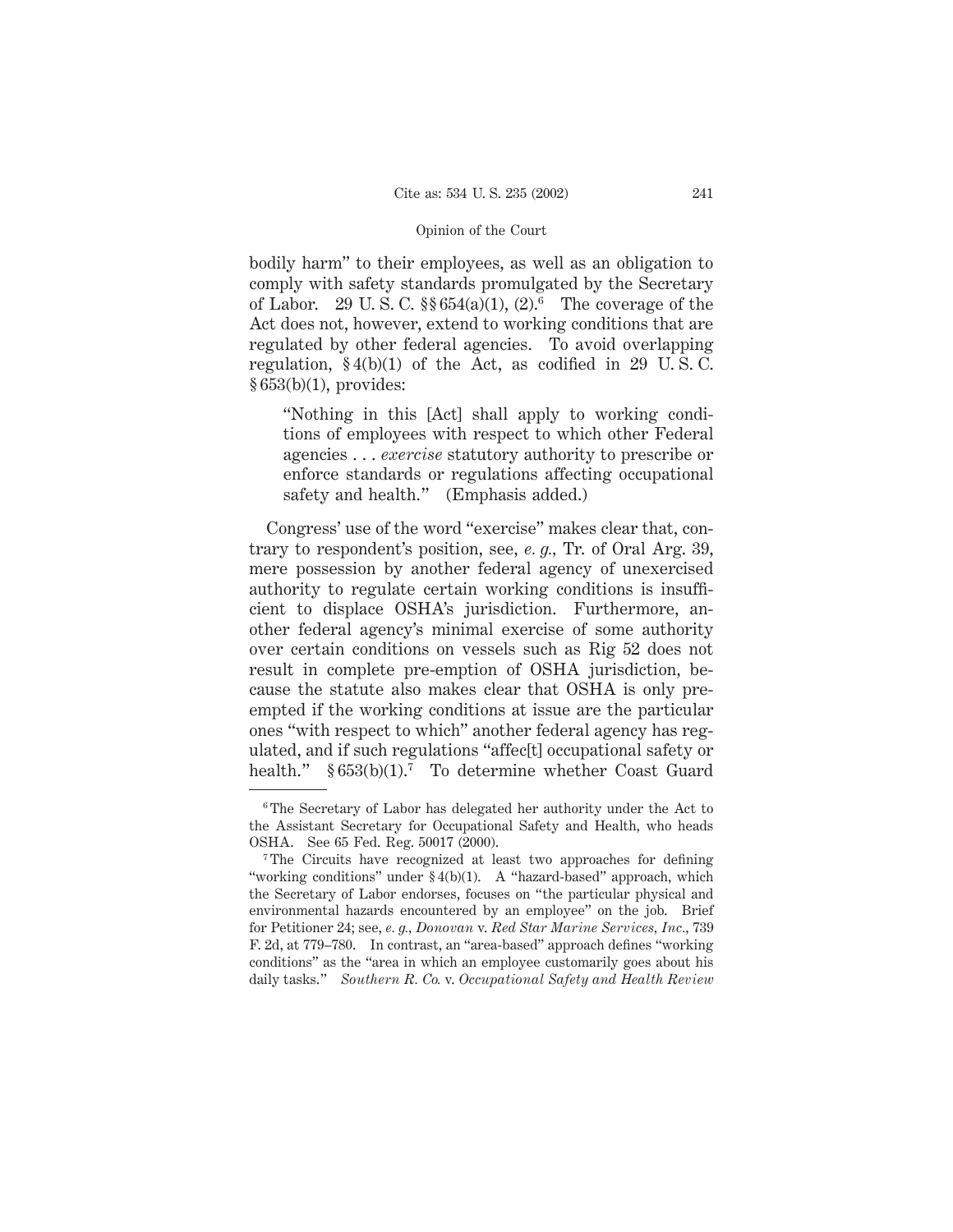bodily harm" to their employees, as well as an obligation to comply with safety standards promulgated by the Secretary of Labor. 29 U. S. C. §§ 654(a)(1), (2).[6] The coverage of the Act does not, however, extend to working conditions that are regulated by other federal agencies. To avoid overlapping regulation, § 4(b)(1) of the Act, as codified in 29 U. S. C. § 653(b)(1), provides:

> "Nothing in this [Act] shall apply to working conditions of employees with respect to which other Federal agencies . . . *exercise* statutory authority to prescribe or enforce standards or regulations affecting occupational safety and health." (Emphasis added.)

Congress' use of the word "exercise" makes clear that, contrary to respondent's position, see, *e. g.,* Tr. of Oral Arg. 39, mere possession by another federal agency of unexercised authority to regulate certain working conditions is insufficient to displace OSHA's jurisdiction. Furthermore, another federal agency's minimal exercise of some authority over certain conditions on vessels such as Rig 52 does not result in complete pre-emption of OSHA jurisdiction, because the statute also makes clear that OSHA is only preempted if the working conditions at issue are the particular ones "with respect to which" another federal agency has regulated, and if such regulations "affec[t] occupational safety or health." § 653(b)(1).[7] To determine whether Coast Guard

---

[6] The Secretary of Labor has delegated her authority under the Act to the Assistant Secretary for Occupational Safety and Health, who heads OSHA. See 65 Fed. Reg. 50017 (2000).

[7] The Circuits have recognized at least two approaches for defining "working conditions" under § 4(b)(1). A "hazard-based" approach, which the Secretary of Labor endorses, focuses on "the particular physical and environmental hazards encountered by an employee" on the job. Brief for Petitioner 24; see, *e. g., Donovan* v. *Red Star Marine Services, Inc.*, 739 F. 2d, at 779–780. In contrast, an "area-based" approach defines "working conditions" as the "area in which an employee customarily goes about his daily tasks." *Southern R. Co.* v. *Occupational Safety and Health Review*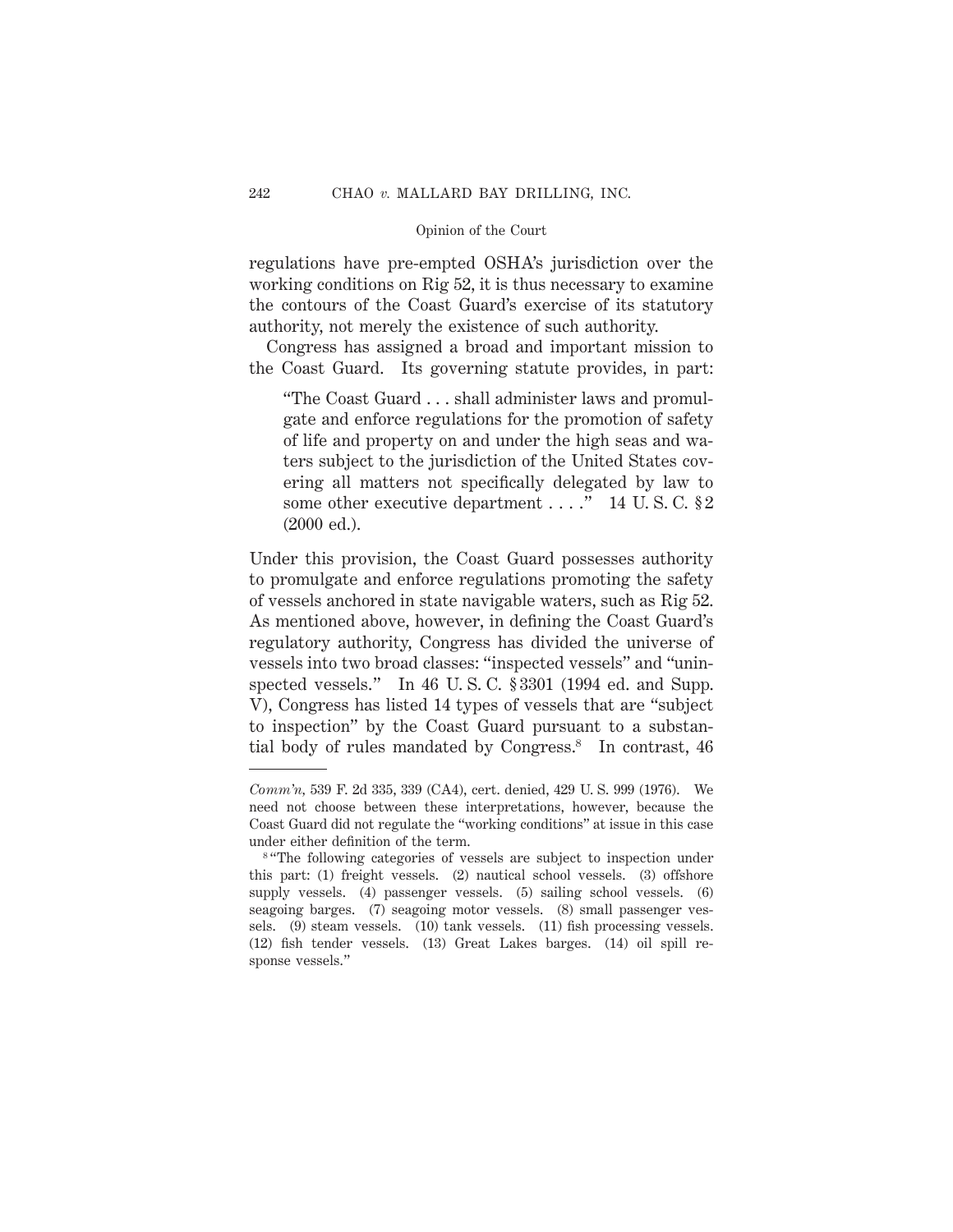regulations have pre-empted OSHA's jurisdiction over the working conditions on Rig 52, it is thus necessary to examine the contours of the Coast Guard's exercise of its statutory authority, not merely the existence of such authority.

Congress has assigned a broad and important mission to the Coast Guard. Its governing statute provides, in part:

> "The Coast Guard . . . shall administer laws and promulgate and enforce regulations for the promotion of safety of life and property on and under the high seas and waters subject to the jurisdiction of the United States covering all matters not specifically delegated by law to some other executive department . . . ." 14 U. S. C. § 2 (2000 ed.).

Under this provision, the Coast Guard possesses authority to promulgate and enforce regulations promoting the safety of vessels anchored in state navigable waters, such as Rig 52. As mentioned above, however, in defining the Coast Guard's regulatory authority, Congress has divided the universe of vessels into two broad classes: "inspected vessels" and "uninspected vessels." In 46 U. S. C. § 3301 (1994 ed. and Supp. V), Congress has listed 14 types of vessels that are "subject to inspection" by the Coast Guard pursuant to a substantial body of rules mandated by Congress.[8] In contrast, 46

---

*Comm'n*, 539 F. 2d 335, 339 (CA4), cert. denied, 429 U. S. 999 (1976). We need not choose between these interpretations, however, because the Coast Guard did not regulate the "working conditions" at issue in this case under either definition of the term.

[8] "The following categories of vessels are subject to inspection under this part: (1) freight vessels. (2) nautical school vessels. (3) offshore supply vessels. (4) passenger vessels. (5) sailing school vessels. (6) seagoing barges. (7) seagoing motor vessels. (8) small passenger vessels. (9) steam vessels. (10) tank vessels. (11) fish processing vessels. (12) fish tender vessels. (13) Great Lakes barges. (14) oil spill response vessels."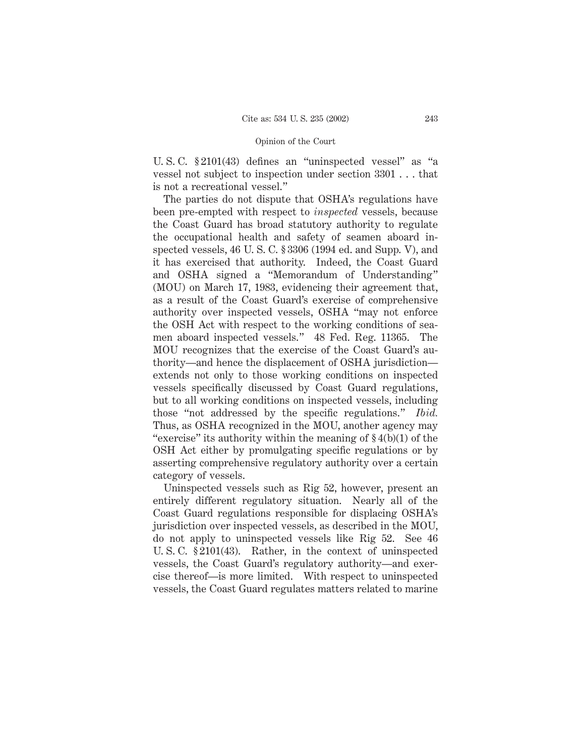U. S. C. § 2101(43) defines an "uninspected vessel" as "a vessel not subject to inspection under section 3301 . . . that is not a recreational vessel."

The parties do not dispute that OSHA's regulations have been pre-empted with respect to *inspected* vessels, because the Coast Guard has broad statutory authority to regulate the occupational health and safety of seamen aboard inspected vessels, 46 U. S. C. § 3306 (1994 ed. and Supp. V), and it has exercised that authority. Indeed, the Coast Guard and OSHA signed a "Memorandum of Understanding" (MOU) on March 17, 1983, evidencing their agreement that, as a result of the Coast Guard's exercise of comprehensive authority over inspected vessels, OSHA "may not enforce the OSH Act with respect to the working conditions of seamen aboard inspected vessels." 48 Fed. Reg. 11365. The MOU recognizes that the exercise of the Coast Guard's authority—and hence the displacement of OSHA jurisdiction—extends not only to those working conditions on inspected vessels specifically discussed by Coast Guard regulations, but to all working conditions on inspected vessels, including those "not addressed by the specific regulations." *Ibid.* Thus, as OSHA recognized in the MOU, another agency may "exercise" its authority within the meaning of § 4(b)(1) of the OSH Act either by promulgating specific regulations or by asserting comprehensive regulatory authority over a certain category of vessels.

Uninspected vessels such as Rig 52, however, present an entirely different regulatory situation. Nearly all of the Coast Guard regulations responsible for displacing OSHA's jurisdiction over inspected vessels, as described in the MOU, do not apply to uninspected vessels like Rig 52. See 46 U. S. C. § 2101(43). Rather, in the context of uninspected vessels, the Coast Guard's regulatory authority—and exercise thereof—is more limited. With respect to uninspected vessels, the Coast Guard regulates matters related to marine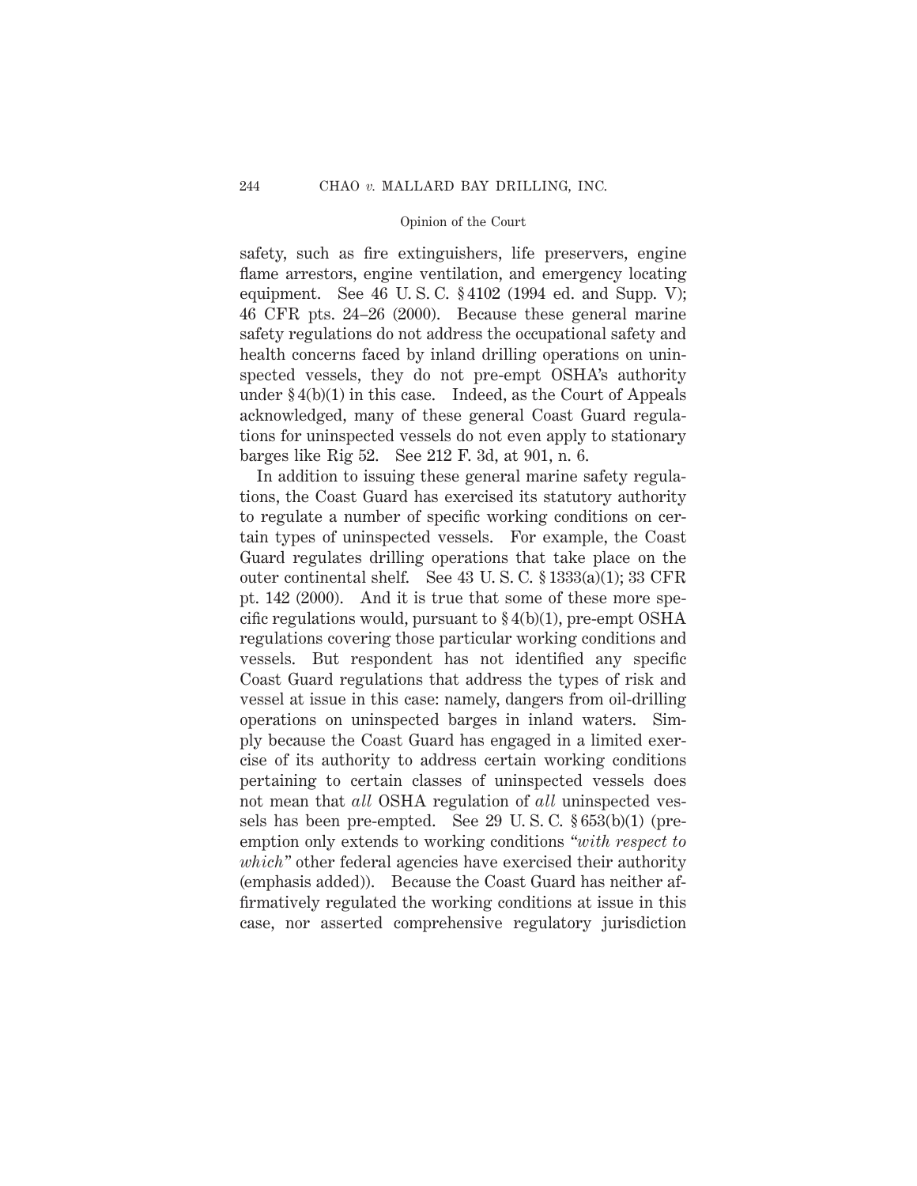safety, such as fire extinguishers, life preservers, engine flame arrestors, engine ventilation, and emergency locating equipment. See 46 U. S. C. § 4102 (1994 ed. and Supp. V); 46 CFR pts. 24–26 (2000). Because these general marine safety regulations do not address the occupational safety and health concerns faced by inland drilling operations on uninspected vessels, they do not pre-empt OSHA's authority under § 4(b)(1) in this case. Indeed, as the Court of Appeals acknowledged, many of these general Coast Guard regulations for uninspected vessels do not even apply to stationary barges like Rig 52. See 212 F. 3d, at 901, n. 6.

In addition to issuing these general marine safety regulations, the Coast Guard has exercised its statutory authority to regulate a number of specific working conditions on certain types of uninspected vessels. For example, the Coast Guard regulates drilling operations that take place on the outer continental shelf. See 43 U. S. C. § 1333(a)(1); 33 CFR pt. 142 (2000). And it is true that some of these more specific regulations would, pursuant to § 4(b)(1), pre-empt OSHA regulations covering those particular working conditions and vessels. But respondent has not identified any specific Coast Guard regulations that address the types of risk and vessel at issue in this case: namely, dangers from oil-drilling operations on uninspected barges in inland waters. Simply because the Coast Guard has engaged in a limited exercise of its authority to address certain working conditions pertaining to certain classes of uninspected vessels does not mean that *all* OSHA regulation of *all* uninspected vessels has been pre-empted. See 29 U. S. C. § 653(b)(1) (pre-emption only extends to working conditions "*with respect to which*" other federal agencies have exercised their authority (emphasis added)). Because the Coast Guard has neither affirmatively regulated the working conditions at issue in this case, nor asserted comprehensive regulatory jurisdiction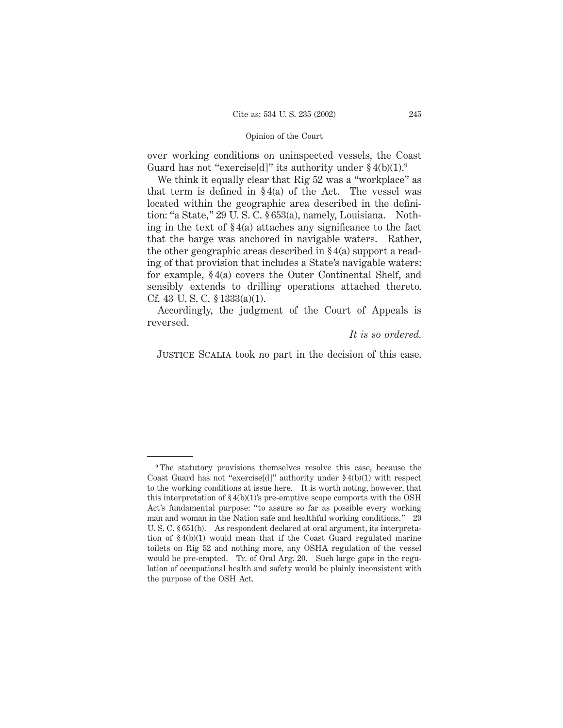over working conditions on uninspected vessels, the Coast Guard has not "exercise[d]" its authority under § 4(b)(1).[9]

We think it equally clear that Rig 52 was a "workplace" as that term is defined in § 4(a) of the Act. The vessel was located within the geographic area described in the definition: "a State," 29 U. S. C. § 653(a), namely, Louisiana. Nothing in the text of § 4(a) attaches any significance to the fact that the barge was anchored in navigable waters. Rather, the other geographic areas described in § 4(a) support a reading of that provision that includes a State's navigable waters: for example, § 4(a) covers the Outer Continental Shelf, and sensibly extends to drilling operations attached thereto. Cf. 43 U. S. C. § 1333(a)(1).

Accordingly, the judgment of the Court of Appeals is reversed.

*It is so ordered.*

Justice Scalia took no part in the decision of this case.

---

[9] The statutory provisions themselves resolve this case, because the Coast Guard has not "exercise[d]" authority under § 4(b)(1) with respect to the working conditions at issue here. It is worth noting, however, that this interpretation of § 4(b)(1)'s pre-emptive scope comports with the OSH Act's fundamental purpose: "to assure so far as possible every working man and woman in the Nation safe and healthful working conditions." 29 U. S. C. § 651(b). As respondent declared at oral argument, its interpretation of § 4(b)(1) would mean that if the Coast Guard regulated marine toilets on Rig 52 and nothing more, any OSHA regulation of the vessel would be pre-empted. Tr. of Oral Arg. 20. Such large gaps in the regulation of occupational health and safety would be plainly inconsistent with the purpose of the OSH Act.